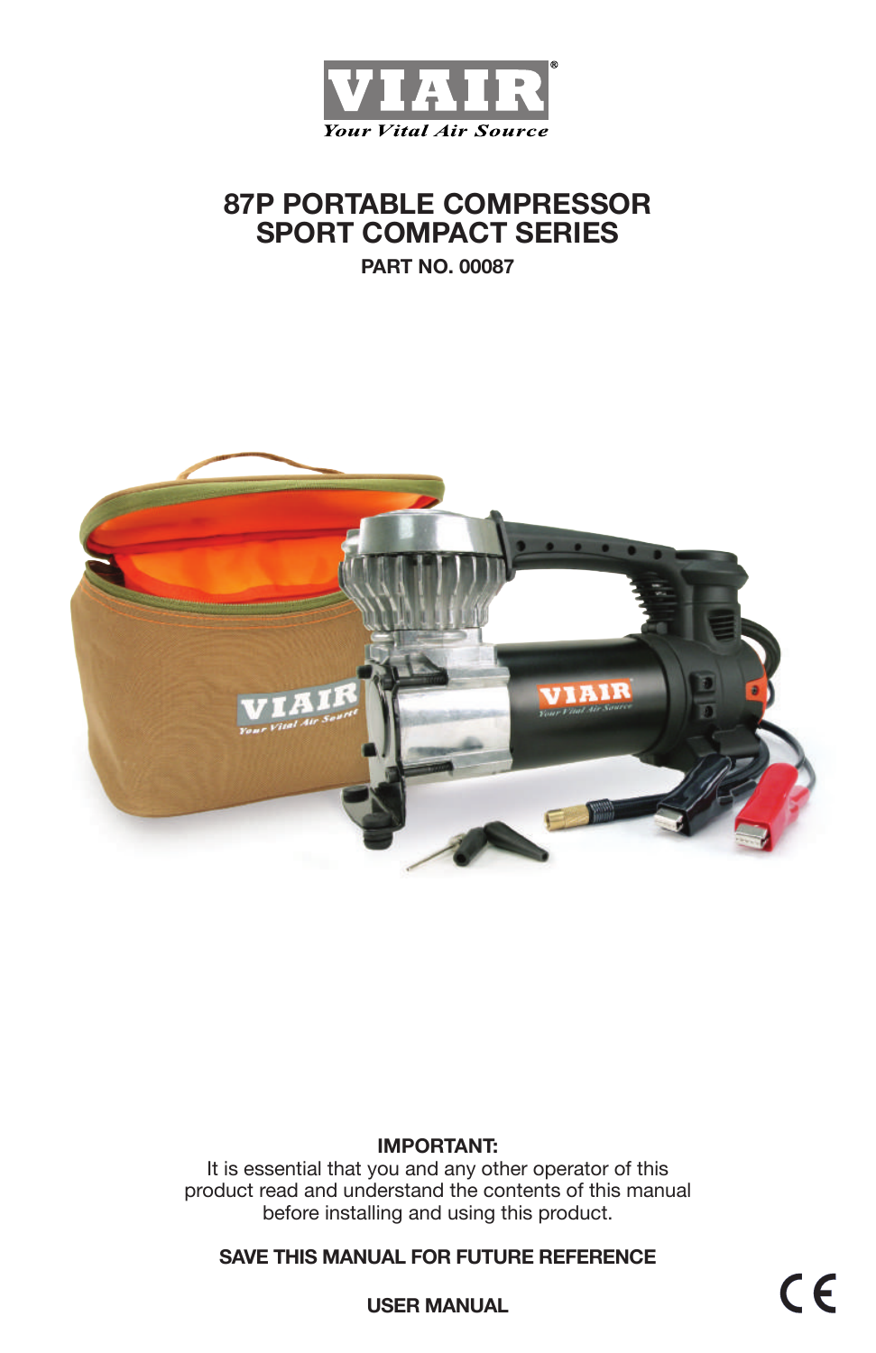# 87P PORTABLE COMPRESSOR SPORT COMPACT SERIES

**PART NO. 00087**

**IMPORTANT:**
It is essential that you and any other operator of this product read and understand the contents of this manual before installing and using this product.

**SAVE THIS MANUAL FOR FUTURE REFERENCE**

**USER MANUAL**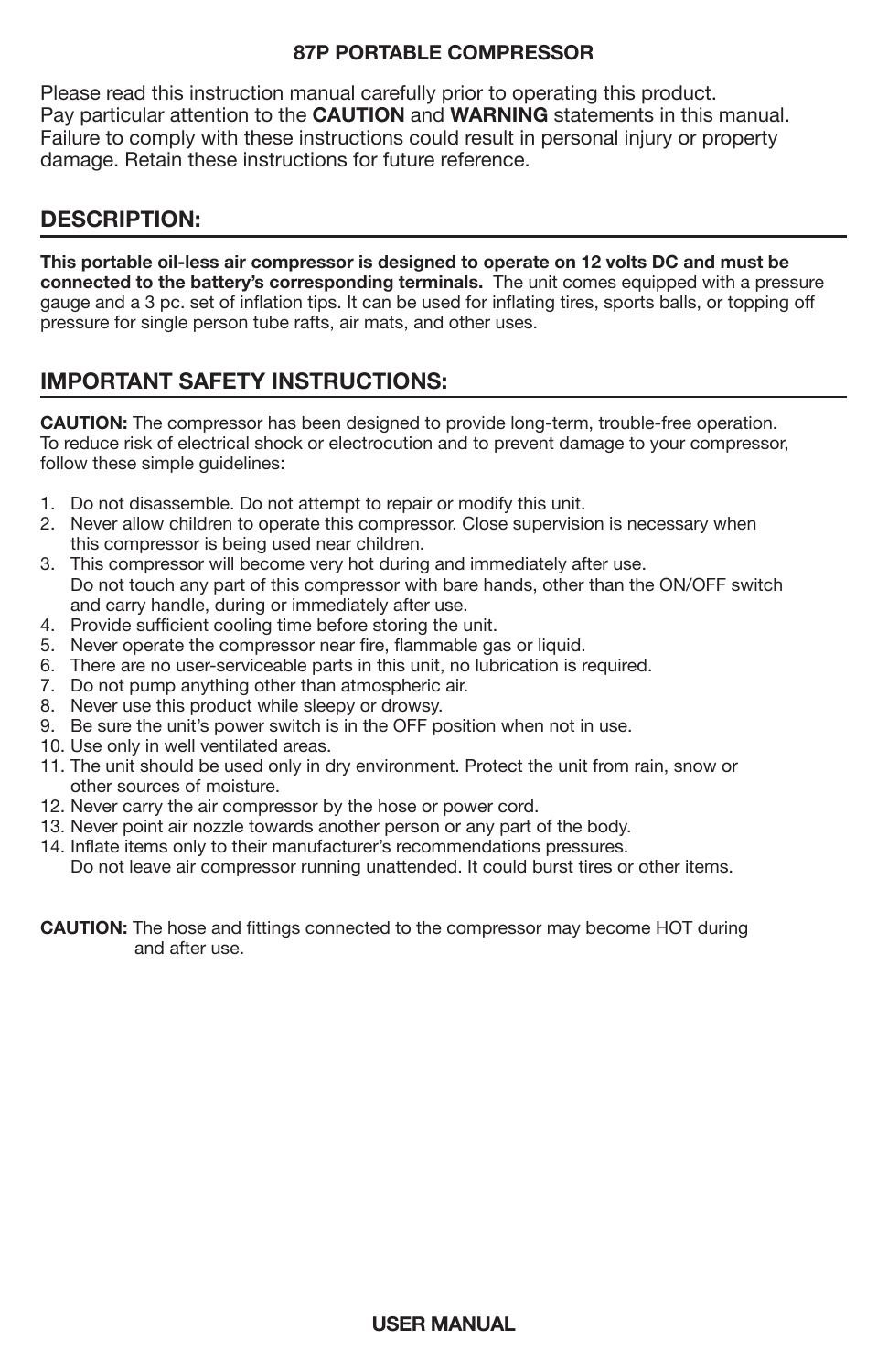# 87P PORTABLE COMPRESSOR

Please read this instruction manual carefully prior to operating this product.
Pay particular attention to the **CAUTION** and **WARNING** statements in this manual.
Failure to comply with these instructions could result in personal injury or property damage. Retain these instructions for future reference.

## DESCRIPTION:

**This portable oil-less air compressor is designed to operate on 12 volts DC and must be connected to the battery's corresponding terminals.** The unit comes equipped with a pressure gauge and a 3 pc. set of inflation tips. It can be used for inflating tires, sports balls, or topping off pressure for single person tube rafts, air mats, and other uses.

## IMPORTANT SAFETY INSTRUCTIONS:

**CAUTION:** The compressor has been designed to provide long-term, trouble-free operation. To reduce risk of electrical shock or electrocution and to prevent damage to your compressor, follow these simple guidelines:

1. Do not disassemble. Do not attempt to repair or modify this unit.
2. Never allow children to operate this compressor. Close supervision is necessary when this compressor is being used near children.
3. This compressor will become very hot during and immediately after use. Do not touch any part of this compressor with bare hands, other than the ON/OFF switch and carry handle, during or immediately after use.
4. Provide sufficient cooling time before storing the unit.
5. Never operate the compressor near fire, flammable gas or liquid.
6. There are no user-serviceable parts in this unit, no lubrication is required.
7. Do not pump anything other than atmospheric air.
8. Never use this product while sleepy or drowsy.
9. Be sure the unit's power switch is in the OFF position when not in use.
10. Use only in well ventilated areas.
11. The unit should be used only in dry environment. Protect the unit from rain, snow or other sources of moisture.
12. Never carry the air compressor by the hose or power cord.
13. Never point air nozzle towards another person or any part of the body.
14. Inflate items only to their manufacturer's recommendations pressures. Do not leave air compressor running unattended. It could burst tires or other items.

**CAUTION:** The hose and fittings connected to the compressor may become HOT during and after use.

**USER MANUAL**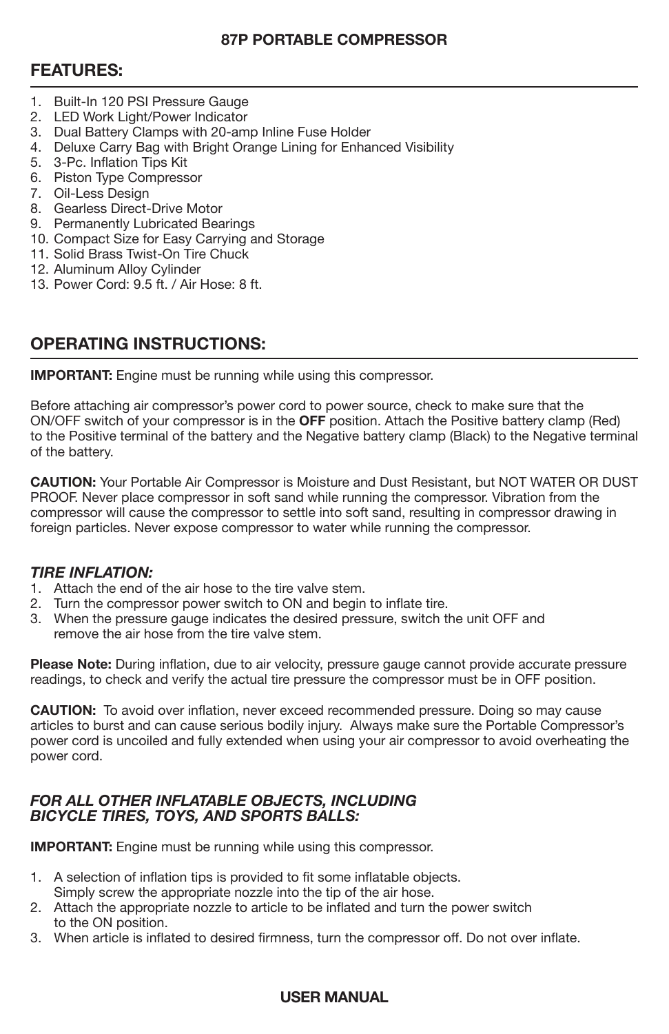# 87P PORTABLE COMPRESSOR

## FEATURES:

1. Built-In 120 PSI Pressure Gauge
2. LED Work Light/Power Indicator
3. Dual Battery Clamps with 20-amp Inline Fuse Holder
4. Deluxe Carry Bag with Bright Orange Lining for Enhanced Visibility
5. 3-Pc. Inflation Tips Kit
6. Piston Type Compressor
7. Oil-Less Design
8. Gearless Direct-Drive Motor
9. Permanently Lubricated Bearings
10. Compact Size for Easy Carrying and Storage
11. Solid Brass Twist-On Tire Chuck
12. Aluminum Alloy Cylinder
13. Power Cord: 9.5 ft. / Air Hose: 8 ft.

## OPERATING INSTRUCTIONS:

**IMPORTANT:** Engine must be running while using this compressor.

Before attaching air compressor's power cord to power source, check to make sure that the ON/OFF switch of your compressor is in the **OFF** position. Attach the Positive battery clamp (Red) to the Positive terminal of the battery and the Negative battery clamp (Black) to the Negative terminal of the battery.

**CAUTION:** Your Portable Air Compressor is Moisture and Dust Resistant, but NOT WATER OR DUST PROOF. Never place compressor in soft sand while running the compressor. Vibration from the compressor will cause the compressor to settle into soft sand, resulting in compressor drawing in foreign particles. Never expose compressor to water while running the compressor.

### *TIRE INFLATION:*

1. Attach the end of the air hose to the tire valve stem.
2. Turn the compressor power switch to ON and begin to inflate tire.
3. When the pressure gauge indicates the desired pressure, switch the unit OFF and remove the air hose from the tire valve stem.

**Please Note:** During inflation, due to air velocity, pressure gauge cannot provide accurate pressure readings, to check and verify the actual tire pressure the compressor must be in OFF position.

**CAUTION:** To avoid over inflation, never exceed recommended pressure. Doing so may cause articles to burst and can cause serious bodily injury. Always make sure the Portable Compressor's power cord is uncoiled and fully extended when using your air compressor to avoid overheating the power cord.

### *FOR ALL OTHER INFLATABLE OBJECTS, INCLUDING BICYCLE TIRES, TOYS, AND SPORTS BALLS:*

**IMPORTANT:** Engine must be running while using this compressor.

1. A selection of inflation tips is provided to fit some inflatable objects. Simply screw the appropriate nozzle into the tip of the air hose.
2. Attach the appropriate nozzle to article to be inflated and turn the power switch to the ON position.
3. When article is inflated to desired firmness, turn the compressor off. Do not over inflate.

**USER MANUAL**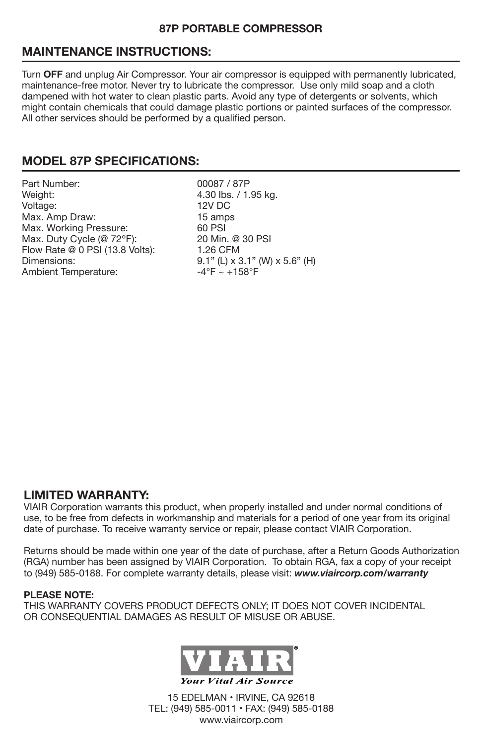**87P PORTABLE COMPRESSOR**

## MAINTENANCE INSTRUCTIONS:

Turn **OFF** and unplug Air Compressor. Your air compressor is equipped with permanently lubricated, maintenance-free motor. Never try to lubricate the compressor. Use only mild soap and a cloth dampened with hot water to clean plastic parts. Avoid any type of detergents or solvents, which might contain chemicals that could damage plastic portions or painted surfaces of the compressor. All other services should be performed by a qualified person.

## MODEL 87P SPECIFICATIONS:

| | |
|---|---|
| Part Number: | 00087 / 87P |
| Weight: | 4.30 lbs. / 1.95 kg. |
| Voltage: | 12V DC |
| Max. Amp Draw: | 15 amps |
| Max. Working Pressure: | 60 PSI |
| Max. Duty Cycle (@ 72°F): | 20 Min. @ 30 PSI |
| Flow Rate @ 0 PSI (13.8 Volts): | 1.26 CFM |
| Dimensions: | 9.1” (L) x 3.1” (W) x 5.6” (H) |
| Ambient Temperature: | -4°F ~ +158°F |

## LIMITED WARRANTY:

VIAIR Corporation warrants this product, when properly installed and under normal conditions of use, to be free from defects in workmanship and materials for a period of one year from its original date of purchase. To receive warranty service or repair, please contact VIAIR Corporation.

Returns should be made within one year of the date of purchase, after a Return Goods Authorization (RGA) number has been assigned by VIAIR Corporation. To obtain RGA, fax a copy of your receipt to (949) 585-0188. For complete warranty details, please visit: ***www.viaircorp.com/warranty***

**PLEASE NOTE:**
THIS WARRANTY COVERS PRODUCT DEFECTS ONLY; IT DOES NOT COVER INCIDENTAL OR CONSEQUENTIAL DAMAGES AS RESULT OF MISUSE OR ABUSE.

VIAIR®
*Your Vital Air Source*

15 EDELMAN • IRVINE, CA 92618
TEL: (949) 585-0011 • FAX: (949) 585-0188
www.viaircorp.com